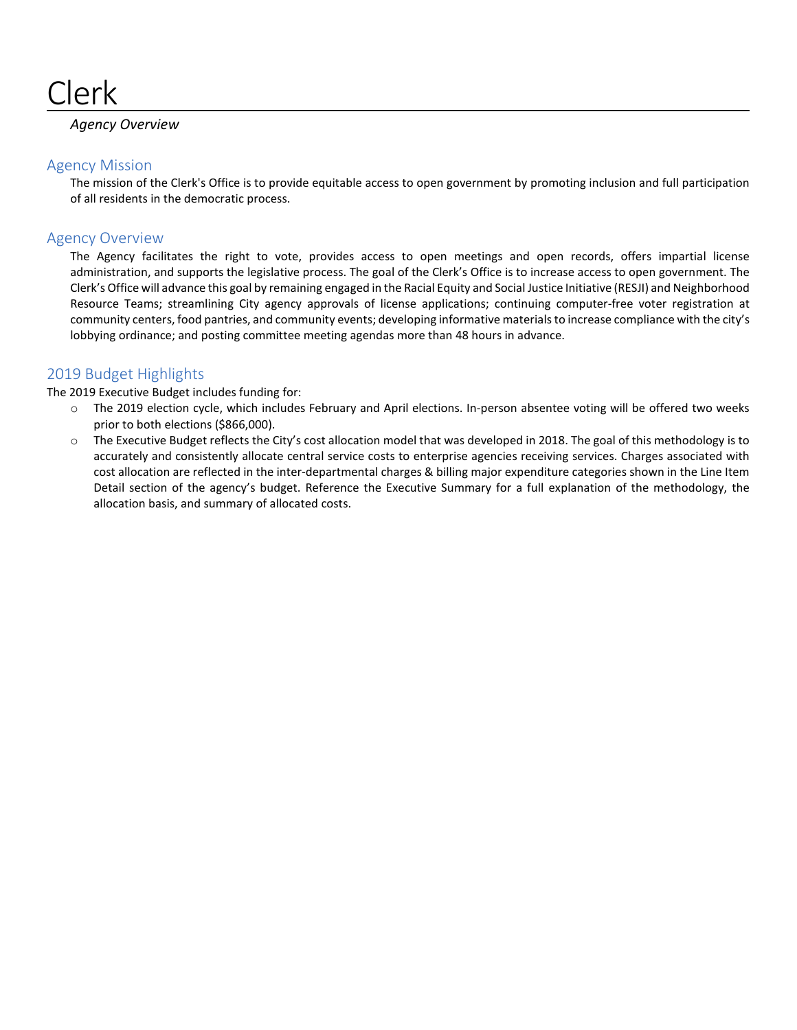# Clerk

*Agency Overview*

## Agency Mission

The mission of the Clerk's Office is to provide equitable access to open government by promoting inclusion and full participation of all residents in the democratic process.

## Agency Overview

The Agency facilitates the right to vote, provides access to open meetings and open records, offers impartial license administration, and supports the legislative process. The goal of the Clerk's Office is to increase access to open government. The Clerk's Office will advance this goal by remaining engaged in the Racial Equity and Social Justice Initiative (RESJI) and Neighborhood Resource Teams; streamlining City agency approvals of license applications; continuing computer-free voter registration at community centers, food pantries, and community events; developing informative materials to increase compliance with the city's lobbying ordinance; and posting committee meeting agendas more than 48 hours in advance.

## 2019 Budget Highlights

The 2019 Executive Budget includes funding for:

- The 2019 election cycle, which includes February and April elections. In-person absentee voting will be offered two weeks prior to both elections ($866,000).
- The Executive Budget reflects the City's cost allocation model that was developed in 2018. The goal of this methodology is to accurately and consistently allocate central service costs to enterprise agencies receiving services. Charges associated with cost allocation are reflected in the inter-departmental charges & billing major expenditure categories shown in the Line Item Detail section of the agency's budget. Reference the Executive Summary for a full explanation of the methodology, the allocation basis, and summary of allocated costs.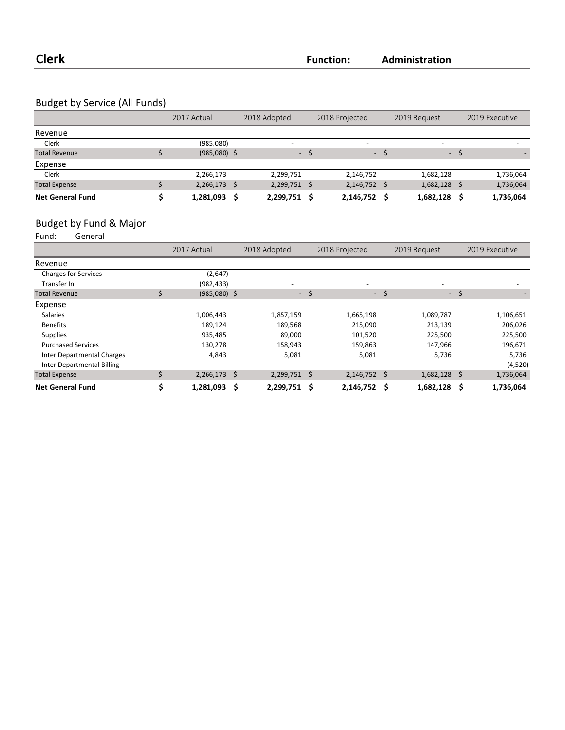# Clerk

**Function:** **Administration**

## Budget by Service (All Funds)

| | 2017 Actual | 2018 Adopted | 2018 Projected | 2019 Request | 2019 Executive |
|---|---|---|---|---|---|
| **Revenue** | | | | | |
| Clerk | (985,080) | - | - | - | - |
| Total Revenue | $ (985,080) | $ - | $ - | $ - | $ - |
| **Expense** | | | | | |
| Clerk | 2,266,173 | 2,299,751 | 2,146,752 | 1,682,128 | 1,736,064 |
| Total Expense | $ 2,266,173 | $ 2,299,751 | $ 2,146,752 | $ 1,682,128 | $ 1,736,064 |
| **Net General Fund** | **$ 1,281,093** | **$ 2,299,751** | **$ 2,146,752** | **$ 1,682,128** | **$ 1,736,064** |

## Budget by Fund & Major

Fund: General

| | 2017 Actual | 2018 Adopted | 2018 Projected | 2019 Request | 2019 Executive |
|---|---|---|---|---|---|
| **Revenue** | | | | | |
| Charges for Services | (2,647) | - | - | - | - |
| Transfer In | (982,433) | - | - | - | - |
| Total Revenue | $ (985,080) | $ - | $ - | $ - | $ - |
| **Expense** | | | | | |
| Salaries | 1,006,443 | 1,857,159 | 1,665,198 | 1,089,787 | 1,106,651 |
| Benefits | 189,124 | 189,568 | 215,090 | 213,139 | 206,026 |
| Supplies | 935,485 | 89,000 | 101,520 | 225,500 | 225,500 |
| Purchased Services | 130,278 | 158,943 | 159,863 | 147,966 | 196,671 |
| Inter Departmental Charges | 4,843 | 5,081 | 5,081 | 5,736 | 5,736 |
| Inter Departmental Billing | - | - | - | - | (4,520) |
| Total Expense | $ 2,266,173 | $ 2,299,751 | $ 2,146,752 | $ 1,682,128 | $ 1,736,064 |
| **Net General Fund** | **$ 1,281,093** | **$ 2,299,751** | **$ 2,146,752** | **$ 1,682,128** | **$ 1,736,064** |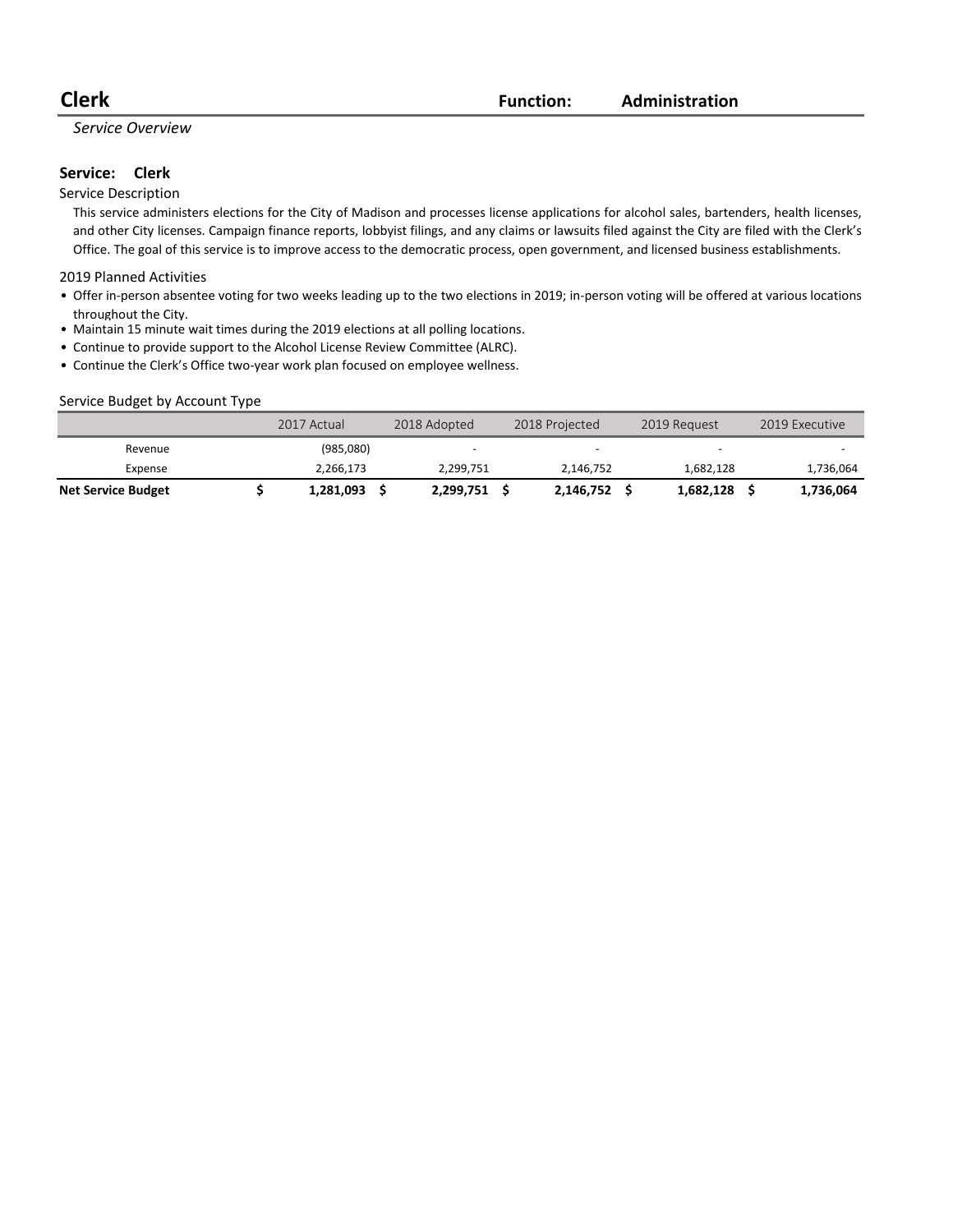# Clerk

**Function: Administration**

*Service Overview*

## Service: Clerk

### Service Description

This service administers elections for the City of Madison and processes license applications for alcohol sales, bartenders, health licenses, and other City licenses. Campaign finance reports, lobbyist filings, and any claims or lawsuits filed against the City are filed with the Clerk's Office. The goal of this service is to improve access to the democratic process, open government, and licensed business establishments.

### 2019 Planned Activities

- Offer in-person absentee voting for two weeks leading up to the two elections in 2019; in-person voting will be offered at various locations throughout the City.
- Maintain 15 minute wait times during the 2019 elections at all polling locations.
- Continue to provide support to the Alcohol License Review Committee (ALRC).
- Continue the Clerk's Office two-year work plan focused on employee wellness.

### Service Budget by Account Type

| | 2017 Actual | 2018 Adopted | 2018 Projected | 2019 Request | 2019 Executive |
|---|---|---|---|---|---|
| Revenue | (985,080) | - | - | - | - |
| Expense | 2,266,173 | 2,299,751 | 2,146,752 | 1,682,128 | 1,736,064 |
| **Net Service Budget** | **$ 1,281,093** | **$ 2,299,751** | **$ 2,146,752** | **$ 1,682,128** | **$ 1,736,064** |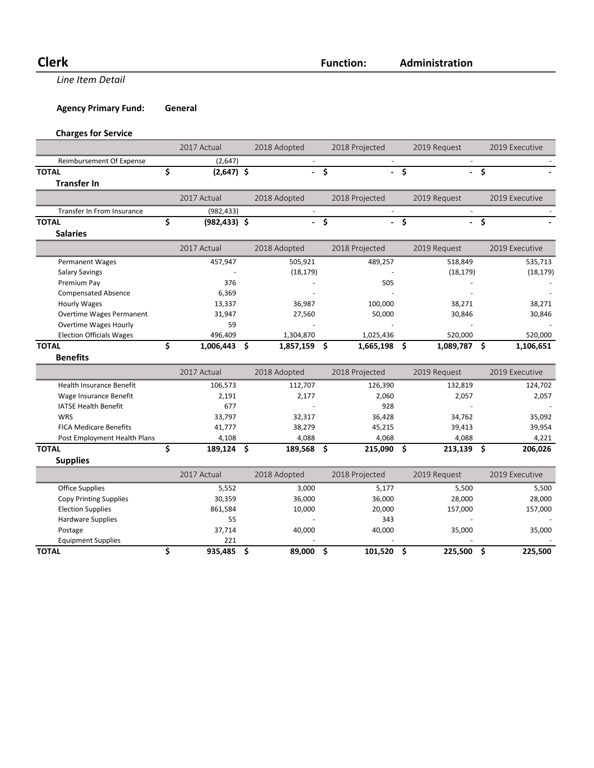# Clerk

**Function:** **Administration**

*Line Item Detail*

**Agency Primary Fund:** **General**

### Charges for Service

| | 2017 Actual | 2018 Adopted | 2018 Projected | 2019 Request | 2019 Executive |
|---|---|---|---|---|---|
| Reimbursement Of Expense | (2,647) | - | - | - | - |
| **TOTAL** | **$ (2,647)** | **$ -** | **$ -** | **$ -** | **$ -** |

### Transfer In

| | 2017 Actual | 2018 Adopted | 2018 Projected | 2019 Request | 2019 Executive |
|---|---|---|---|---|---|
| Transfer In From Insurance | (982,433) | - | - | - | - |
| **TOTAL** | **$ (982,433)** | **$ -** | **$ -** | **$ -** | **$ -** |

### Salaries

| | 2017 Actual | 2018 Adopted | 2018 Projected | 2019 Request | 2019 Executive |
|---|---|---|---|---|---|
| Permanent Wages | 457,947 | 505,921 | 489,257 | 518,849 | 535,713 |
| Salary Savings | - | (18,179) | - | (18,179) | (18,179) |
| Premium Pay | 376 | - | 505 | - | - |
| Compensated Absence | 6,369 | - | - | - | - |
| Hourly Wages | 13,337 | 36,987 | 100,000 | 38,271 | 38,271 |
| Overtime Wages Permanent | 31,947 | 27,560 | 50,000 | 30,846 | 30,846 |
| Overtime Wages Hourly | 59 | - | - | - | - |
| Election Officials Wages | 496,409 | 1,304,870 | 1,025,436 | 520,000 | 520,000 |
| **TOTAL** | **$ 1,006,443** | **$ 1,857,159** | **$ 1,665,198** | **$ 1,089,787** | **$ 1,106,651** |

### Benefits

| | 2017 Actual | 2018 Adopted | 2018 Projected | 2019 Request | 2019 Executive |
|---|---|---|---|---|---|
| Health Insurance Benefit | 106,573 | 112,707 | 126,390 | 132,819 | 124,702 |
| Wage Insurance Benefit | 2,191 | 2,177 | 2,060 | 2,057 | 2,057 |
| IATSE Health Benefit | 677 | - | 928 | - | - |
| WRS | 33,797 | 32,317 | 36,428 | 34,762 | 35,092 |
| FICA Medicare Benefits | 41,777 | 38,279 | 45,215 | 39,413 | 39,954 |
| Post Employment Health Plans | 4,108 | 4,088 | 4,068 | 4,088 | 4,221 |
| **TOTAL** | **$ 189,124** | **$ 189,568** | **$ 215,090** | **$ 213,139** | **$ 206,026** |

### Supplies

| | 2017 Actual | 2018 Adopted | 2018 Projected | 2019 Request | 2019 Executive |
|---|---|---|---|---|---|
| Office Supplies | 5,552 | 3,000 | 5,177 | 5,500 | 5,500 |
| Copy Printing Supplies | 30,359 | 36,000 | 36,000 | 28,000 | 28,000 |
| Election Supplies | 861,584 | 10,000 | 20,000 | 157,000 | 157,000 |
| Hardware Supplies | 55 | - | 343 | - | - |
| Postage | 37,714 | 40,000 | 40,000 | 35,000 | 35,000 |
| Equipment Supplies | 221 | - | - | - | - |
| **TOTAL** | **$ 935,485** | **$ 89,000** | **$ 101,520** | **$ 225,500** | **$ 225,500** |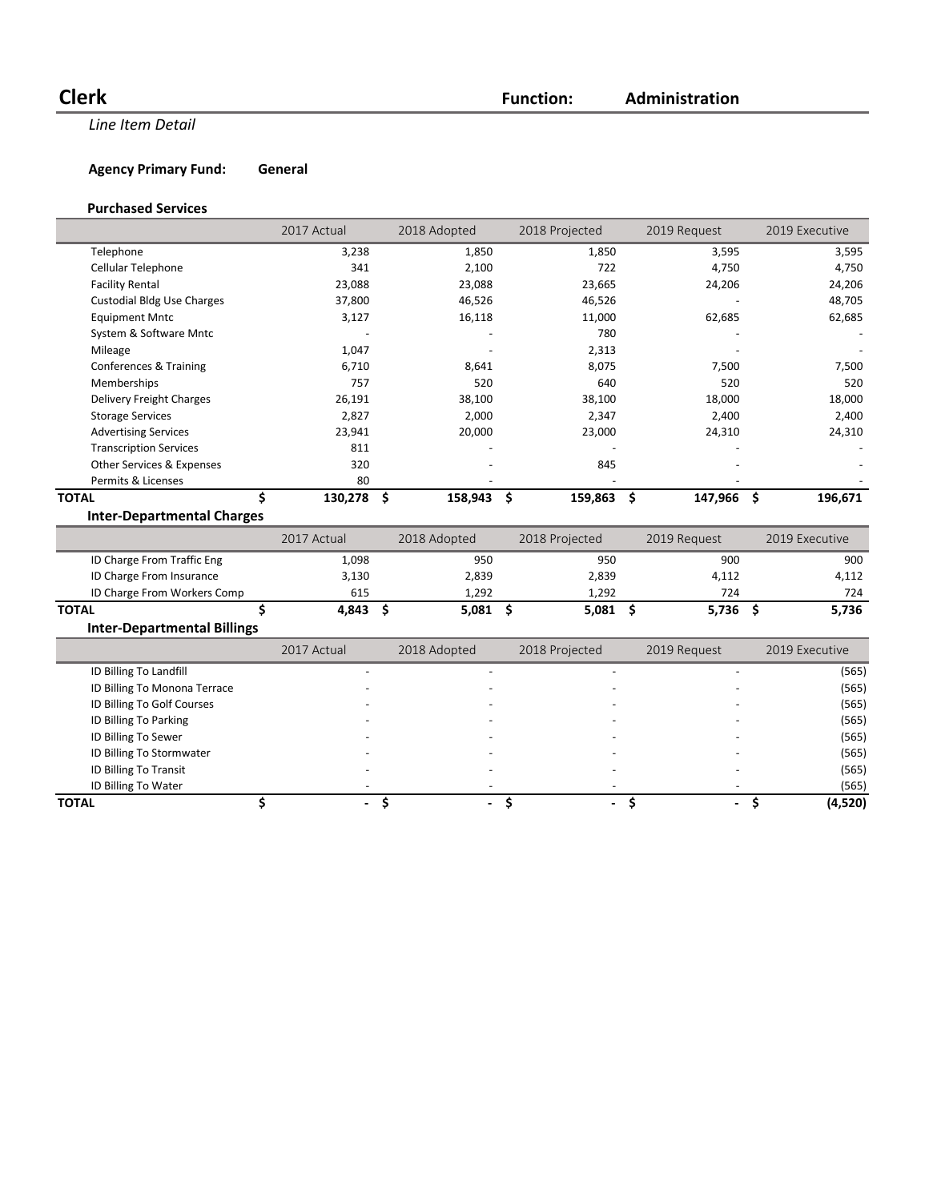# Clerk

**Function:** Administration

*Line Item Detail*

**Agency Primary Fund:** General

### Purchased Services

| | 2017 Actual | 2018 Adopted | 2018 Projected | 2019 Request | 2019 Executive |
|---|---|---|---|---|---|
| Telephone | 3,238 | 1,850 | 1,850 | 3,595 | 3,595 |
| Cellular Telephone | 341 | 2,100 | 722 | 4,750 | 4,750 |
| Facility Rental | 23,088 | 23,088 | 23,665 | 24,206 | 24,206 |
| Custodial Bldg Use Charges | 37,800 | 46,526 | 46,526 | - | 48,705 |
| Equipment Mntc | 3,127 | 16,118 | 11,000 | 62,685 | 62,685 |
| System & Software Mntc | - | - | 780 | - | - |
| Mileage | 1,047 | - | 2,313 | - | - |
| Conferences & Training | 6,710 | 8,641 | 8,075 | 7,500 | 7,500 |
| Memberships | 757 | 520 | 640 | 520 | 520 |
| Delivery Freight Charges | 26,191 | 38,100 | 38,100 | 18,000 | 18,000 |
| Storage Services | 2,827 | 2,000 | 2,347 | 2,400 | 2,400 |
| Advertising Services | 23,941 | 20,000 | 23,000 | 24,310 | 24,310 |
| Transcription Services | 811 | - | - | - | - |
| Other Services & Expenses | 320 | - | 845 | - | - |
| Permits & Licenses | 80 | - | - | - | - |
| **TOTAL** | **$ 130,278** | **$ 158,943** | **$ 159,863** | **$ 147,966** | **$ 196,671** |

### Inter-Departmental Charges

| | 2017 Actual | 2018 Adopted | 2018 Projected | 2019 Request | 2019 Executive |
|---|---|---|---|---|---|
| ID Charge From Traffic Eng | 1,098 | 950 | 950 | 900 | 900 |
| ID Charge From Insurance | 3,130 | 2,839 | 2,839 | 4,112 | 4,112 |
| ID Charge From Workers Comp | 615 | 1,292 | 1,292 | 724 | 724 |
| **TOTAL** | **$ 4,843** | **$ 5,081** | **$ 5,081** | **$ 5,736** | **$ 5,736** |

### Inter-Departmental Billings

| | 2017 Actual | 2018 Adopted | 2018 Projected | 2019 Request | 2019 Executive |
|---|---|---|---|---|---|
| ID Billing To Landfill | - | - | - | - | (565) |
| ID Billing To Monona Terrace | - | - | - | - | (565) |
| ID Billing To Golf Courses | - | - | - | - | (565) |
| ID Billing To Parking | - | - | - | - | (565) |
| ID Billing To Sewer | - | - | - | - | (565) |
| ID Billing To Stormwater | - | - | - | - | (565) |
| ID Billing To Transit | - | - | - | - | (565) |
| ID Billing To Water | - | - | - | - | (565) |
| **TOTAL** | **$ -** | **$ -** | **$ -** | **$ -** | **$ (4,520)** |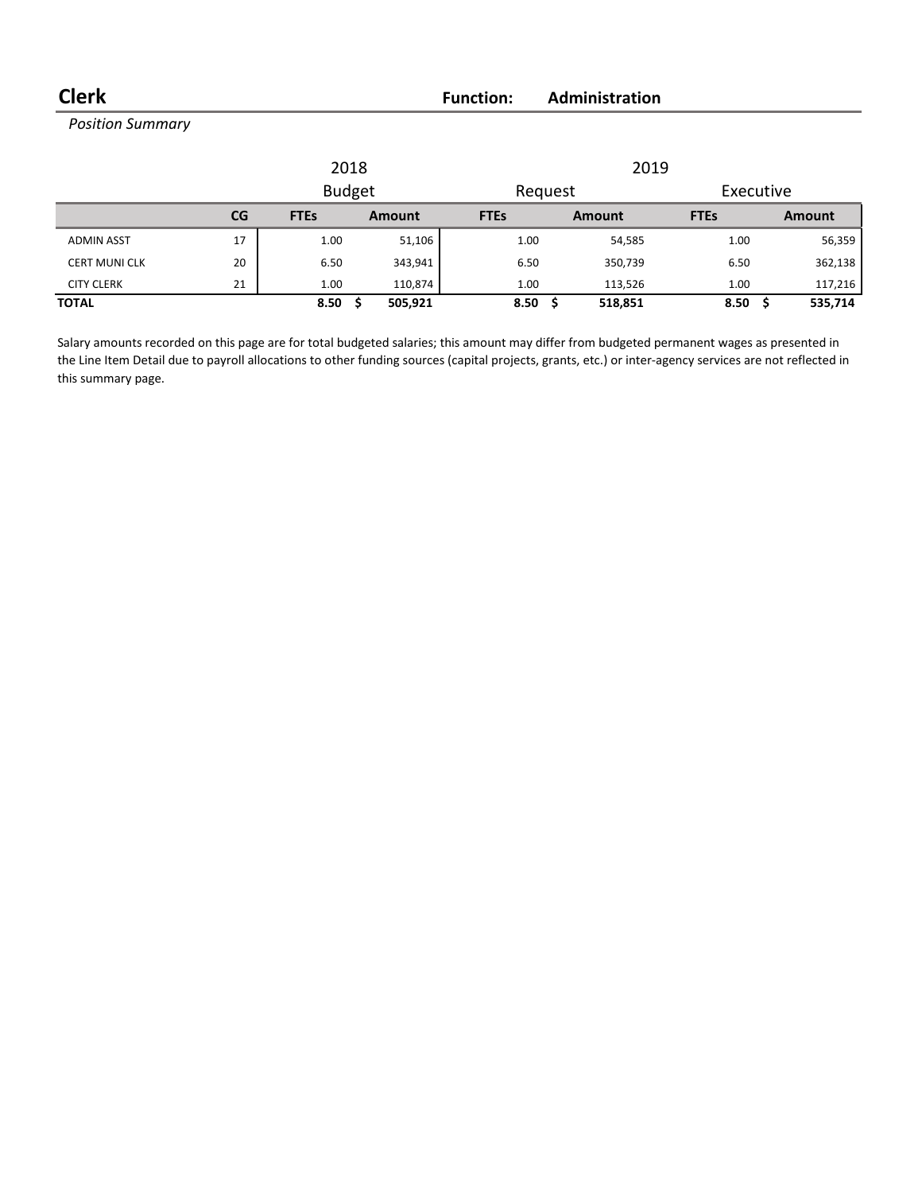## Clerk

**Function:** **Administration**

*Position Summary*

| | | 2018 | | 2019 | | | |
|---|---|---|---|---|---|---|---|
| | | Budget | | Request | | Executive | |
| | **CG** | **FTEs** | **Amount** | **FTEs** | **Amount** | **FTEs** | **Amount** |
| ADMIN ASST | 17 | 1.00 | 51,106 | 1.00 | 54,585 | 1.00 | 56,359 |
| CERT MUNI CLK | 20 | 6.50 | 343,941 | 6.50 | 350,739 | 6.50 | 362,138 |
| CITY CLERK | 21 | 1.00 | 110,874 | 1.00 | 113,526 | 1.00 | 117,216 |
| **TOTAL** | | **8.50** | **$ 505,921** | **8.50** | **$ 518,851** | **8.50** | **$ 535,714** |

Salary amounts recorded on this page are for total budgeted salaries; this amount may differ from budgeted permanent wages as presented in the Line Item Detail due to payroll allocations to other funding sources (capital projects, grants, etc.) or inter-agency services are not reflected in this summary page.